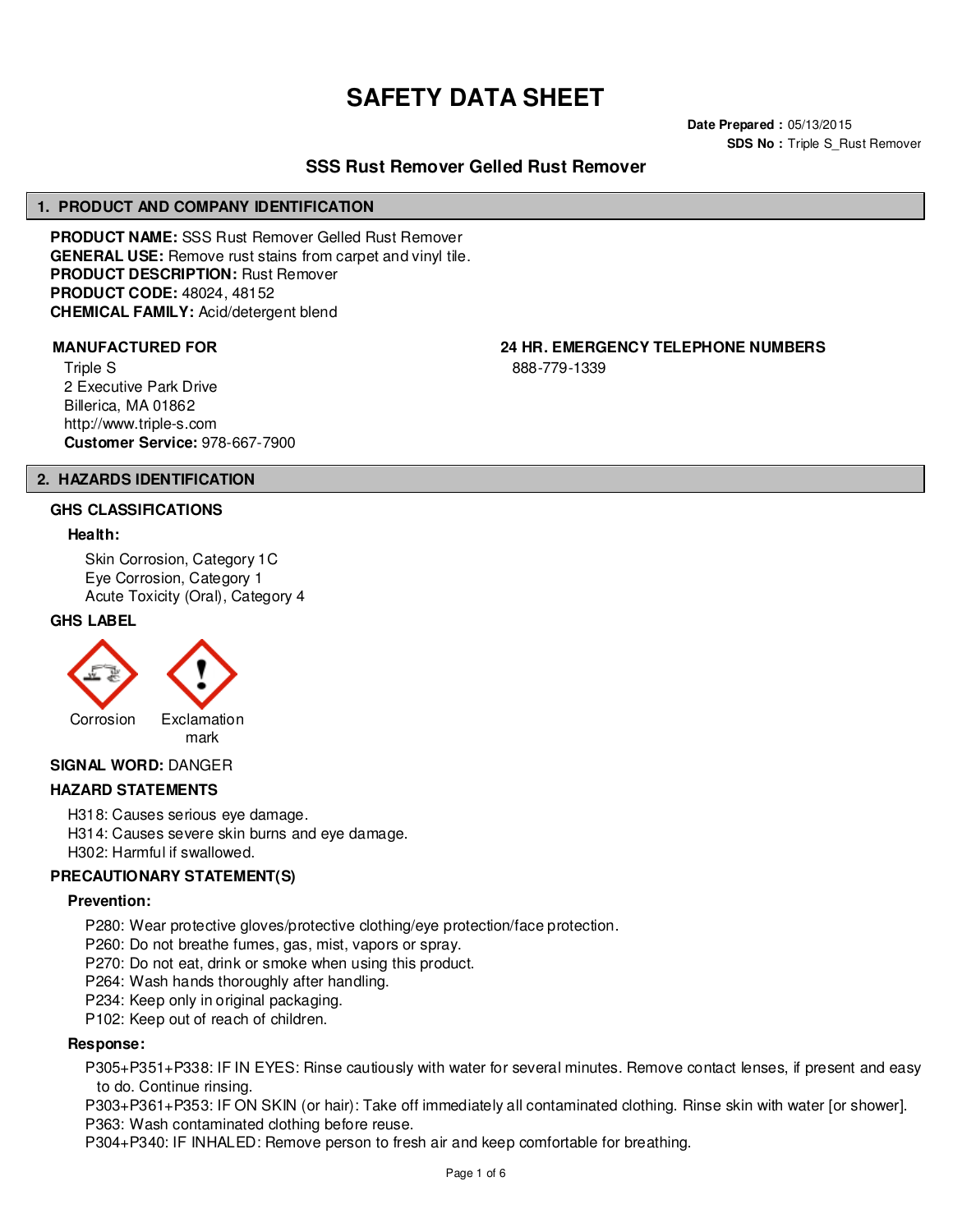# SAFETY DATA SHEET

**Date Prepared :** 05/13/2015
**SDS No :** Triple S_Rust Remover

## SSS Rust Remover Gelled Rust Remover

## 1. PRODUCT AND COMPANY IDENTIFICATION

**PRODUCT NAME:** SSS Rust Remover Gelled Rust Remover
**GENERAL USE:** Remove rust stains from carpet and vinyl tile.
**PRODUCT DESCRIPTION:** Rust Remover
**PRODUCT CODE:** 48024, 48152
**CHEMICAL FAMILY:** Acid/detergent blend

**MANUFACTURED FOR**

Triple S
2 Executive Park Drive
Billerica, MA 01862
http://www.triple-s.com
**Customer Service:** 978-667-7900

**24 HR. EMERGENCY TELEPHONE NUMBERS**

888-779-1339

## 2. HAZARDS IDENTIFICATION

### GHS CLASSIFICATIONS

**Health:**

Skin Corrosion, Category 1C
Eye Corrosion, Category 1
Acute Toxicity (Oral), Category 4

### GHS LABEL

Corrosion
Exclamation mark

**SIGNAL WORD:** DANGER

### HAZARD STATEMENTS

H318: Causes serious eye damage.
H314: Causes severe skin burns and eye damage.
H302: Harmful if swallowed.

### PRECAUTIONARY STATEMENT(S)

**Prevention:**

P280: Wear protective gloves/protective clothing/eye protection/face protection.
P260: Do not breathe fumes, gas, mist, vapors or spray.
P270: Do not eat, drink or smoke when using this product.
P264: Wash hands thoroughly after handling.
P234: Keep only in original packaging.
P102: Keep out of reach of children.

**Response:**

P305+P351+P338: IF IN EYES: Rinse cautiously with water for several minutes. Remove contact lenses, if present and easy to do. Continue rinsing.
P303+P361+P353: IF ON SKIN (or hair): Take off immediately all contaminated clothing. Rinse skin with water [or shower].
P363: Wash contaminated clothing before reuse.
P304+P340: IF INHALED: Remove person to fresh air and keep comfortable for breathing.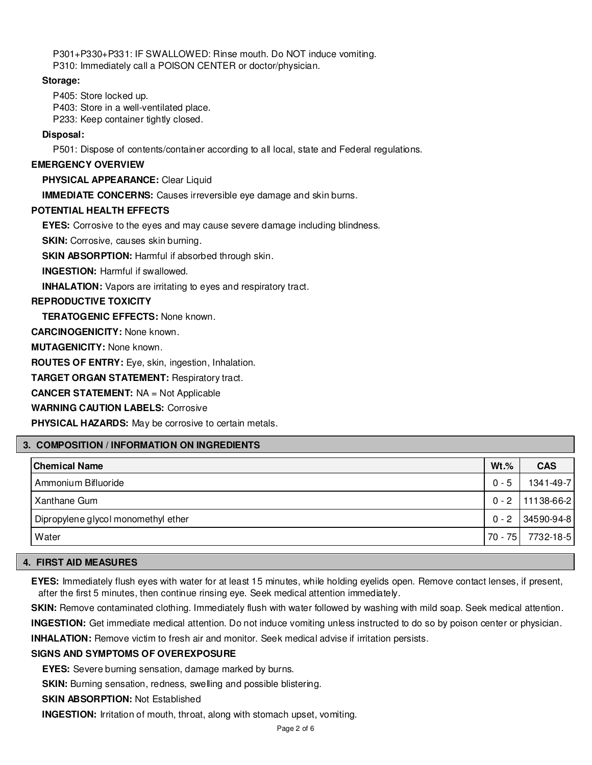P301+P330+P331: IF SWALLOWED: Rinse mouth. Do NOT induce vomiting.
P310: Immediately call a POISON CENTER or doctor/physician.

**Storage:**

P405: Store locked up.
P403: Store in a well-ventilated place.
P233: Keep container tightly closed.

**Disposal:**

P501: Dispose of contents/container according to all local, state and Federal regulations.

**EMERGENCY OVERVIEW**

**PHYSICAL APPEARANCE:** Clear Liquid

**IMMEDIATE CONCERNS:** Causes irreversible eye damage and skin burns.

**POTENTIAL HEALTH EFFECTS**

**EYES:** Corrosive to the eyes and may cause severe damage including blindness.

**SKIN:** Corrosive, causes skin burning.

**SKIN ABSORPTION:** Harmful if absorbed through skin.

**INGESTION:** Harmful if swallowed.

**INHALATION:** Vapors are irritating to eyes and respiratory tract.

**REPRODUCTIVE TOXICITY**

**TERATOGENIC EFFECTS:** None known.

**CARCINOGENICITY:** None known.

**MUTAGENICITY:** None known.

**ROUTES OF ENTRY:** Eye, skin, ingestion, Inhalation.

**TARGET ORGAN STATEMENT:** Respiratory tract.

**CANCER STATEMENT:** NA = Not Applicable

**WARNING CAUTION LABELS:** Corrosive

**PHYSICAL HAZARDS:** May be corrosive to certain metals.

## 3. COMPOSITION / INFORMATION ON INGREDIENTS

| Chemical Name | Wt.% | CAS |
|---|---|---|
| Ammonium Bifluoride | 0 - 5 | 1341-49-7 |
| Xanthane Gum | 0 - 2 | 11138-66-2 |
| Dipropylene glycol monomethyl ether | 0 - 2 | 34590-94-8 |
| Water | 70 - 75 | 7732-18-5 |

## 4. FIRST AID MEASURES

**EYES:** Immediately flush eyes with water for at least 15 minutes, while holding eyelids open. Remove contact lenses, if present, after the first 5 minutes, then continue rinsing eye. Seek medical attention immediately.

**SKIN:** Remove contaminated clothing. Immediately flush with water followed by washing with mild soap. Seek medical attention.

**INGESTION:** Get immediate medical attention. Do not induce vomiting unless instructed to do so by poison center or physician.

**INHALATION:** Remove victim to fresh air and monitor. Seek medical advise if irritation persists.

**SIGNS AND SYMPTOMS OF OVEREXPOSURE**

**EYES:** Severe burning sensation, damage marked by burns.

**SKIN:** Burning sensation, redness, swelling and possible blistering.

**SKIN ABSORPTION:** Not Established

**INGESTION:** Irritation of mouth, throat, along with stomach upset, vomiting.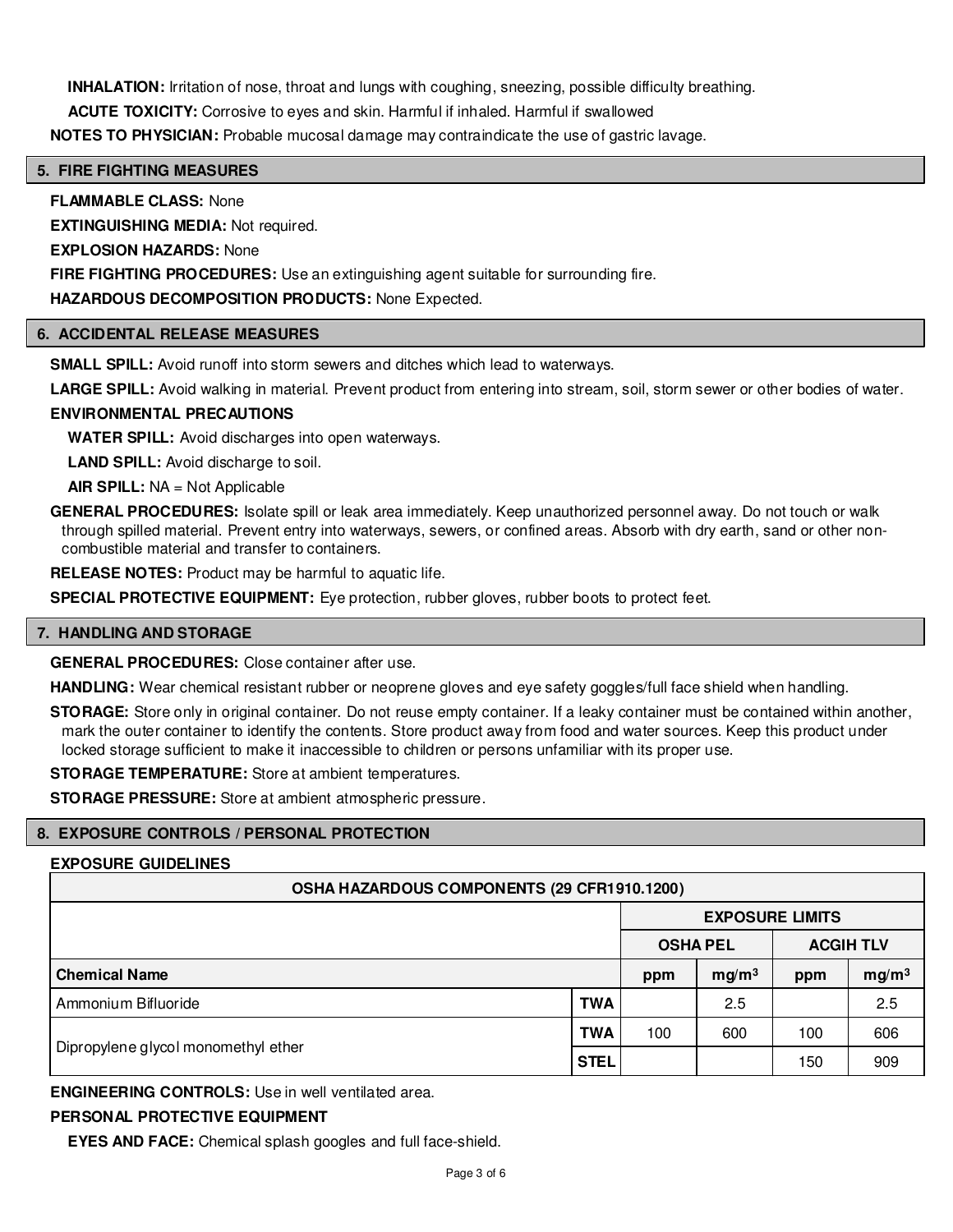**INHALATION:** Irritation of nose, throat and lungs with coughing, sneezing, possible difficulty breathing.

**ACUTE TOXICITY:** Corrosive to eyes and skin. Harmful if inhaled. Harmful if swallowed

**NOTES TO PHYSICIAN:** Probable mucosal damage may contraindicate the use of gastric lavage.

## 5. FIRE FIGHTING MEASURES

**FLAMMABLE CLASS:** None

**EXTINGUISHING MEDIA:** Not required.

**EXPLOSION HAZARDS:** None

**FIRE FIGHTING PROCEDURES:** Use an extinguishing agent suitable for surrounding fire.

**HAZARDOUS DECOMPOSITION PRODUCTS:** None Expected.

## 6. ACCIDENTAL RELEASE MEASURES

**SMALL SPILL:** Avoid runoff into storm sewers and ditches which lead to waterways.

**LARGE SPILL:** Avoid walking in material. Prevent product from entering into stream, soil, storm sewer or other bodies of water.

**ENVIRONMENTAL PRECAUTIONS**

**WATER SPILL:** Avoid discharges into open waterways.

**LAND SPILL:** Avoid discharge to soil.

**AIR SPILL:** NA = Not Applicable

**GENERAL PROCEDURES:** Isolate spill or leak area immediately. Keep unauthorized personnel away. Do not touch or walk through spilled material. Prevent entry into waterways, sewers, or confined areas. Absorb with dry earth, sand or other non-combustible material and transfer to containers.

**RELEASE NOTES:** Product may be harmful to aquatic life.

**SPECIAL PROTECTIVE EQUIPMENT:** Eye protection, rubber gloves, rubber boots to protect feet.

## 7. HANDLING AND STORAGE

**GENERAL PROCEDURES:** Close container after use.

**HANDLING:** Wear chemical resistant rubber or neoprene gloves and eye safety goggles/full face shield when handling.

**STORAGE:** Store only in original container. Do not reuse empty container. If a leaky container must be contained within another, mark the outer container to identify the contents. Store product away from food and water sources. Keep this product under locked storage sufficient to make it inaccessible to children or persons unfamiliar with its proper use.

**STORAGE TEMPERATURE:** Store at ambient temperatures.

**STORAGE PRESSURE:** Store at ambient atmospheric pressure.

## 8. EXPOSURE CONTROLS / PERSONAL PROTECTION

**EXPOSURE GUIDELINES**

| OSHA HAZARDOUS COMPONENTS (29 CFR1910.1200) | | | | | |
|---|---|---|---|---|---|
| | | EXPOSURE LIMITS | | | |
| | | OSHA PEL | | ACGIH TLV | |
| **Chemical Name** | | ppm | $mg/m^3$ | ppm | $mg/m^3$ |
| Ammonium Bifluoride | TWA | | 2.5 | | 2.5 |
| Dipropylene glycol monomethyl ether | TWA | 100 | 600 | 100 | 606 |
| | STEL | | | 150 | 909 |

**ENGINEERING CONTROLS:** Use in well ventilated area.

**PERSONAL PROTECTIVE EQUIPMENT**

**EYES AND FACE:** Chemical splash googles and full face-shield.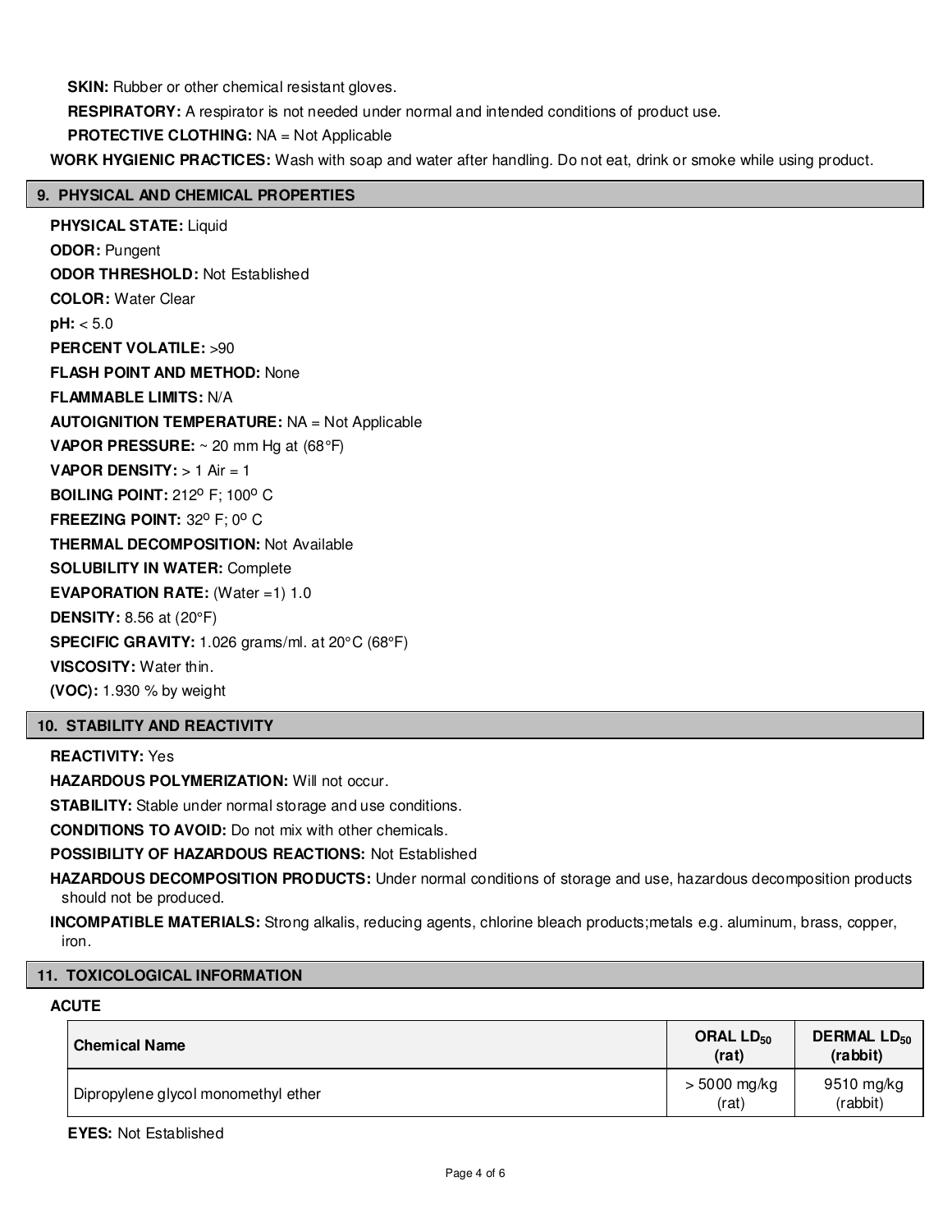**SKIN:** Rubber or other chemical resistant gloves.

**RESPIRATORY:** A respirator is not needed under normal and intended conditions of product use.

**PROTECTIVE CLOTHING:** NA = Not Applicable

**WORK HYGIENIC PRACTICES:** Wash with soap and water after handling. Do not eat, drink or smoke while using product.

## 9. PHYSICAL AND CHEMICAL PROPERTIES

**PHYSICAL STATE:** Liquid

**ODOR:** Pungent

**ODOR THRESHOLD:** Not Established

**COLOR:** Water Clear

**pH:** < 5.0

**PERCENT VOLATILE:** >90

**FLASH POINT AND METHOD:** None

**FLAMMABLE LIMITS:** N/A

**AUTOIGNITION TEMPERATURE:** NA = Not Applicable

**VAPOR PRESSURE:** ~ 20 mm Hg at (68°F)

**VAPOR DENSITY:** > 1 Air = 1

**BOILING POINT:** 212$^{o}$ F; 100$^{o}$ C

**FREEZING POINT:** 32$^{o}$ F; 0$^{o}$ C

**THERMAL DECOMPOSITION:** Not Available

**SOLUBILITY IN WATER:** Complete

**EVAPORATION RATE:** (Water =1) 1.0

**DENSITY:** 8.56 at (20°F)

**SPECIFIC GRAVITY:** 1.026 grams/ml. at 20°C (68°F)

**VISCOSITY:** Water thin.

**(VOC):** 1.930 % by weight

## 10. STABILITY AND REACTIVITY

**REACTIVITY:** Yes

**HAZARDOUS POLYMERIZATION:** Will not occur.

**STABILITY:** Stable under normal storage and use conditions.

**CONDITIONS TO AVOID:** Do not mix with other chemicals.

**POSSIBILITY OF HAZARDOUS REACTIONS:** Not Established

**HAZARDOUS DECOMPOSITION PRODUCTS:** Under normal conditions of storage and use, hazardous decomposition products should not be produced.

**INCOMPATIBLE MATERIALS:** Strong alkalis, reducing agents, chlorine bleach products;metals e.g. aluminum, brass, copper, iron.

## 11. TOXICOLOGICAL INFORMATION

**ACUTE**

| Chemical Name | ORAL $LD_{50}$ (rat) | DERMAL $LD_{50}$ (rabbit) |
|---|---|---|
| Dipropylene glycol monomethyl ether | > 5000 mg/kg (rat) | 9510 mg/kg (rabbit) |

**EYES:** Not Established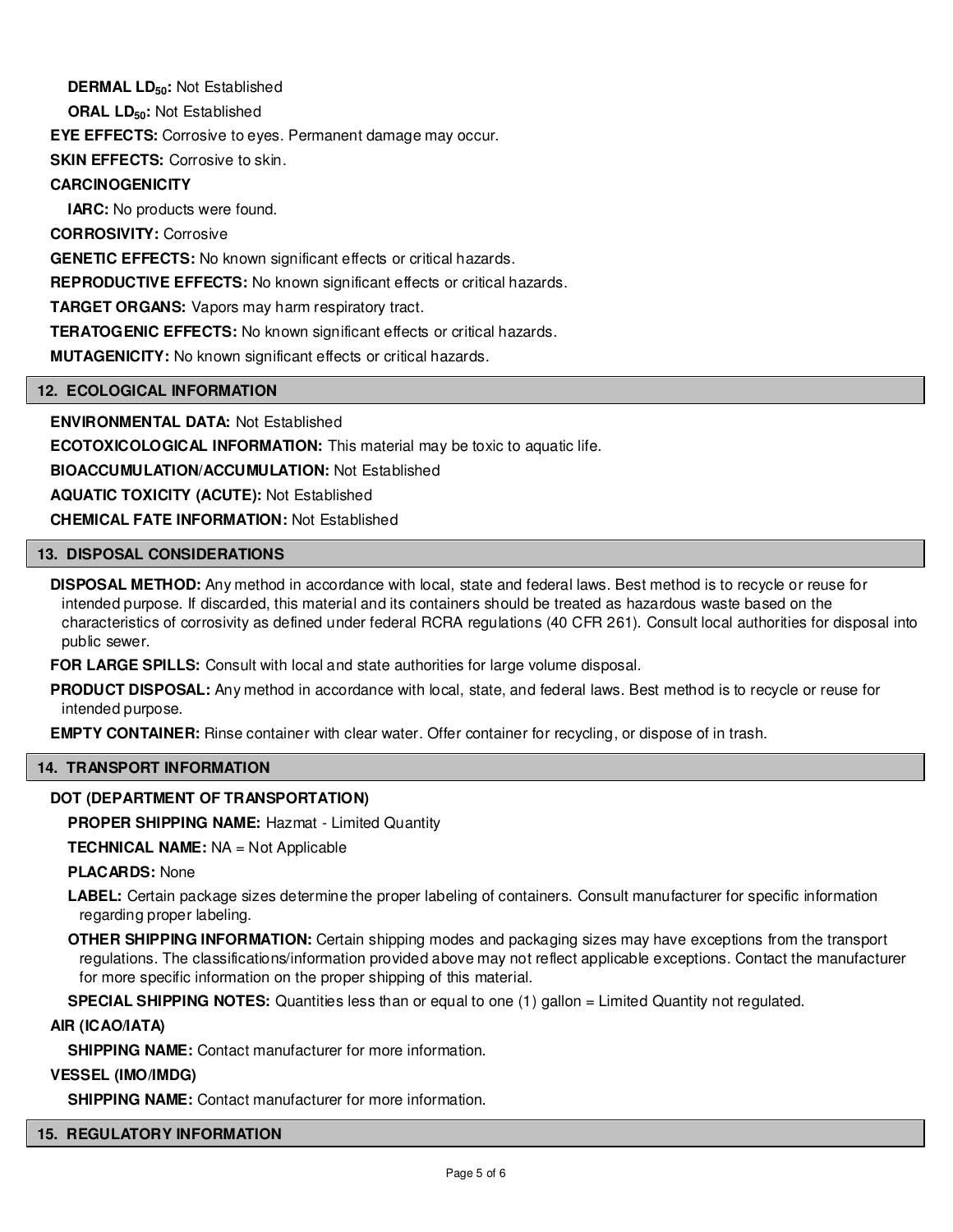**DERMAL $LD_{50}$:** Not Established

**ORAL $LD_{50}$:** Not Established

**EYE EFFECTS:** Corrosive to eyes. Permanent damage may occur.

**SKIN EFFECTS:** Corrosive to skin.

**CARCINOGENICITY**

**IARC:** No products were found.

**CORROSIVITY:** Corrosive

**GENETIC EFFECTS:** No known significant effects or critical hazards.

**REPRODUCTIVE EFFECTS:** No known significant effects or critical hazards.

**TARGET ORGANS:** Vapors may harm respiratory tract.

**TERATOGENIC EFFECTS:** No known significant effects or critical hazards.

**MUTAGENICITY:** No known significant effects or critical hazards.

## 12. ECOLOGICAL INFORMATION

**ENVIRONMENTAL DATA:** Not Established

**ECOTOXICOLOGICAL INFORMATION:** This material may be toxic to aquatic life.

**BIOACCUMULATION/ACCUMULATION:** Not Established

**AQUATIC TOXICITY (ACUTE):** Not Established

**CHEMICAL FATE INFORMATION:** Not Established

## 13. DISPOSAL CONSIDERATIONS

**DISPOSAL METHOD:** Any method in accordance with local, state and federal laws. Best method is to recycle or reuse for intended purpose. If discarded, this material and its containers should be treated as hazardous waste based on the characteristics of corrosivity as defined under federal RCRA regulations (40 CFR 261). Consult local authorities for disposal into public sewer.

**FOR LARGE SPILLS:** Consult with local and state authorities for large volume disposal.

**PRODUCT DISPOSAL:** Any method in accordance with local, state, and federal laws. Best method is to recycle or reuse for intended purpose.

**EMPTY CONTAINER:** Rinse container with clear water. Offer container for recycling, or dispose of in trash.

## 14. TRANSPORT INFORMATION

**DOT (DEPARTMENT OF TRANSPORTATION)**

**PROPER SHIPPING NAME:** Hazmat - Limited Quantity

**TECHNICAL NAME:** NA = Not Applicable

**PLACARDS:** None

**LABEL:** Certain package sizes determine the proper labeling of containers. Consult manufacturer for specific information regarding proper labeling.

**OTHER SHIPPING INFORMATION:** Certain shipping modes and packaging sizes may have exceptions from the transport regulations. The classifications/information provided above may not reflect applicable exceptions. Contact the manufacturer for more specific information on the proper shipping of this material.

**SPECIAL SHIPPING NOTES:** Quantities less than or equal to one (1) gallon = Limited Quantity not regulated.

**AIR (ICAO/IATA)**

**SHIPPING NAME:** Contact manufacturer for more information.

**VESSEL (IMO/IMDG)**

**SHIPPING NAME:** Contact manufacturer for more information.

## 15. REGULATORY INFORMATION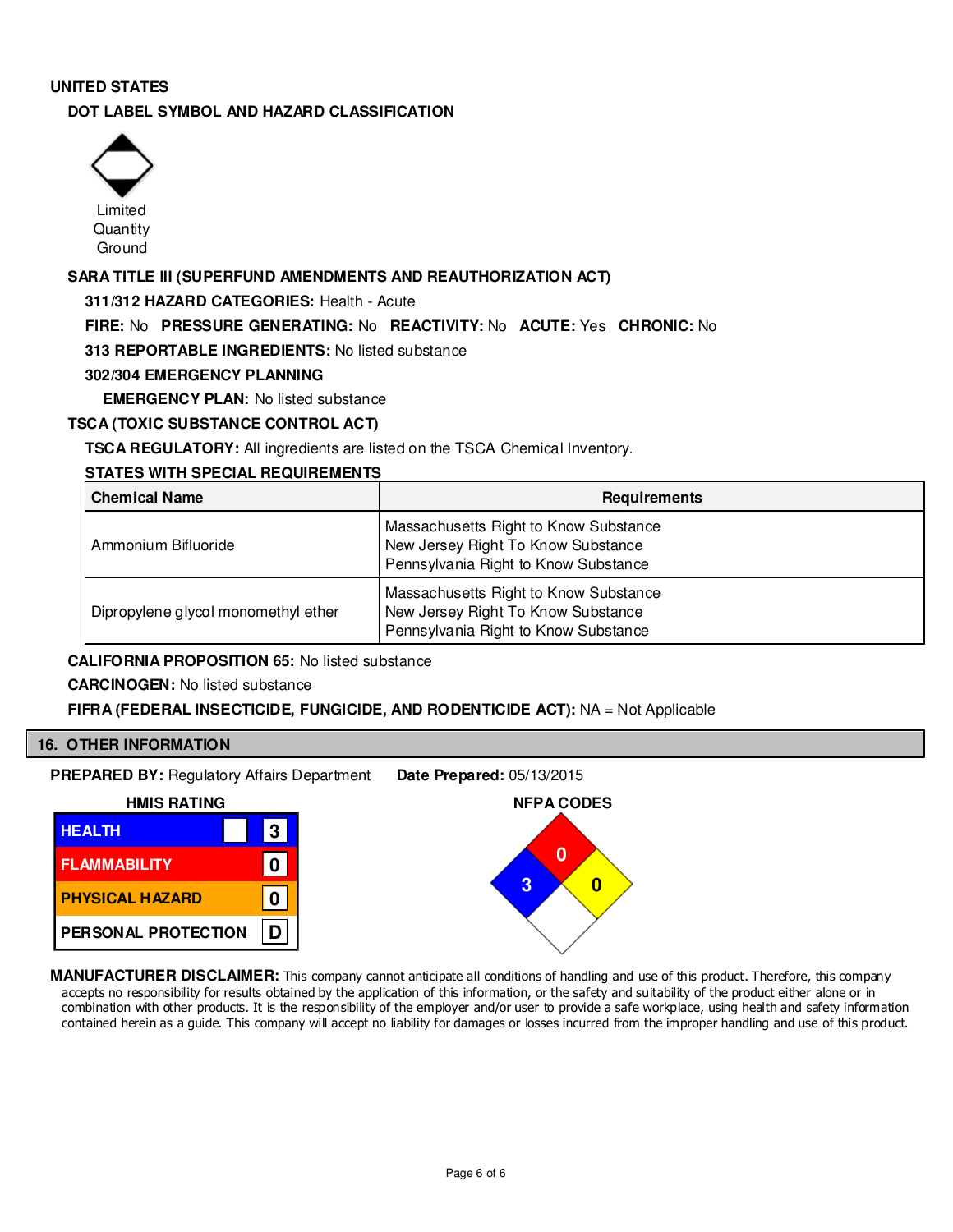**UNITED STATES**

**DOT LABEL SYMBOL AND HAZARD CLASSIFICATION**

Limited
Quantity
Ground

**SARA TITLE III (SUPERFUND AMENDMENTS AND REAUTHORIZATION ACT)**

**311/312 HAZARD CATEGORIES:** Health - Acute

**FIRE:** No **PRESSURE GENERATING:** No **REACTIVITY:** No **ACUTE:** Yes **CHRONIC:** No

**313 REPORTABLE INGREDIENTS:** No listed substance

**302/304 EMERGENCY PLANNING**

**EMERGENCY PLAN:** No listed substance

**TSCA (TOXIC SUBSTANCE CONTROL ACT)**

**TSCA REGULATORY:** All ingredients are listed on the TSCA Chemical Inventory.

**STATES WITH SPECIAL REQUIREMENTS**

| Chemical Name | Requirements |
|---|---|
| Ammonium Bifluoride | Massachusetts Right to Know Substance<br>New Jersey Right To Know Substance<br>Pennsylvania Right to Know Substance |
| Dipropylene glycol monomethyl ether | Massachusetts Right to Know Substance<br>New Jersey Right To Know Substance<br>Pennsylvania Right to Know Substance |

**CALIFORNIA PROPOSITION 65:** No listed substance

**CARCINOGEN:** No listed substance

**FIFRA (FEDERAL INSECTICIDE, FUNGICIDE, AND RODENTICIDE ACT):** NA = Not Applicable

## 16. OTHER INFORMATION

**PREPARED BY:** Regulatory Affairs Department **Date Prepared:** 05/13/2015

**HMIS RATING**

| | |
|---|---|
| HEALTH | 3 |
| FLAMMABILITY | 0 |
| PHYSICAL HAZARD | 0 |
| PERSONAL PROTECTION | D |

**NFPA CODES**

0
3
0

**MANUFACTURER DISCLAIMER:** This company cannot anticipate all conditions of handling and use of this product. Therefore, this company accepts no responsibility for results obtained by the application of this information, or the safety and suitability of the product either alone or in combination with other products. It is the responsibility of the employer and/or user to provide a safe workplace, using health and safety information contained herein as a guide. This company will accept no liability for damages or losses incurred from the improper handling and use of this product.